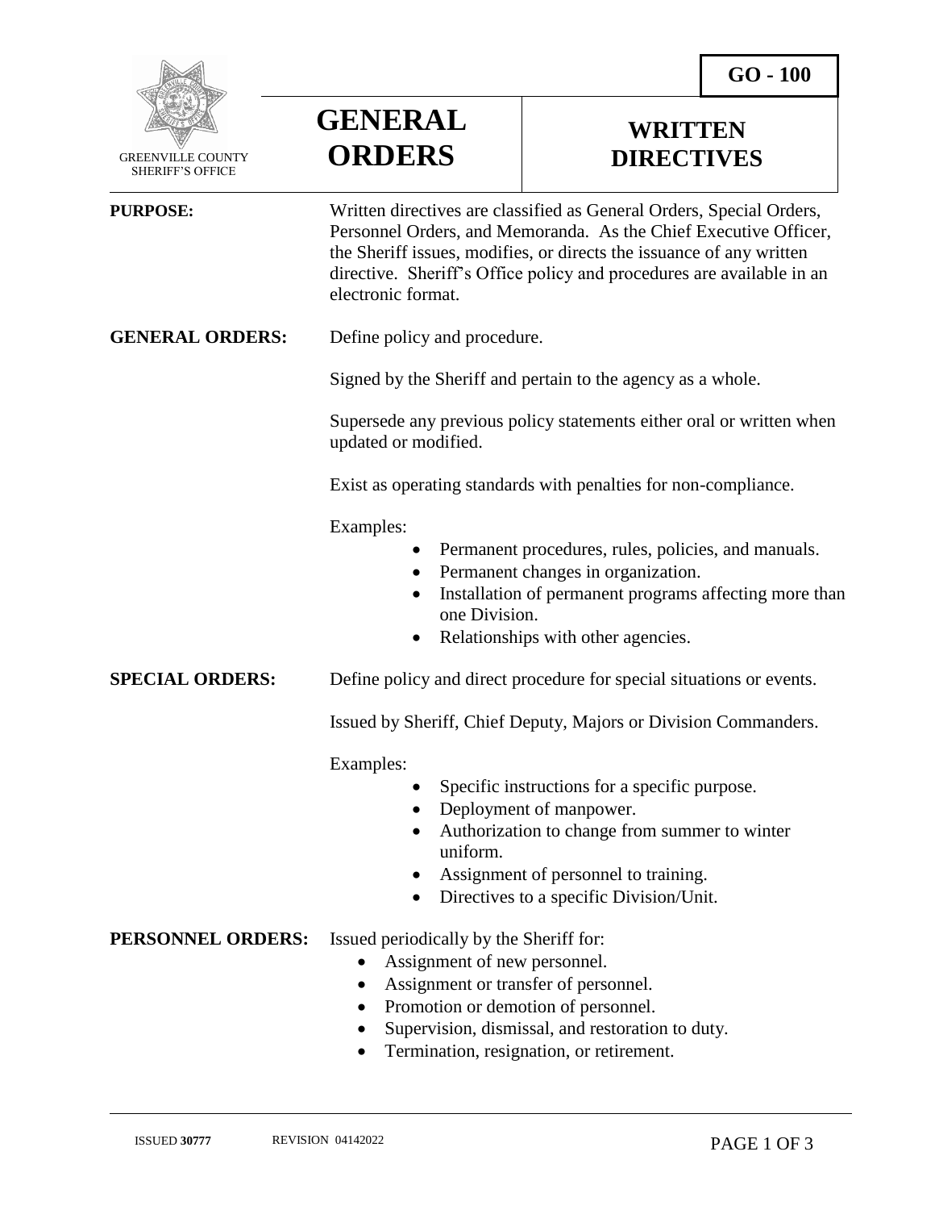GO - 100

GREENVILLE COUNTY SHERIFF'S OFFICE

# GENERAL ORDERS

# WRITTEN DIRECTIVES

**PURPOSE:** Written directives are classified as General Orders, Special Orders, Personnel Orders, and Memoranda. As the Chief Executive Officer, the Sheriff issues, modifies, or directs the issuance of any written directive. Sheriff's Office policy and procedures are available in an electronic format.

**GENERAL ORDERS:** Define policy and procedure.

Signed by the Sheriff and pertain to the agency as a whole.

Supersede any previous policy statements either oral or written when updated or modified.

Exist as operating standards with penalties for non-compliance.

Examples:

- Permanent procedures, rules, policies, and manuals.
- Permanent changes in organization.
- Installation of permanent programs affecting more than one Division.
- Relationships with other agencies.

**SPECIAL ORDERS:** Define policy and direct procedure for special situations or events.

Issued by Sheriff, Chief Deputy, Majors or Division Commanders.

Examples:

- Specific instructions for a specific purpose.
- Deployment of manpower.
- Authorization to change from summer to winter uniform.
- Assignment of personnel to training.
- Directives to a specific Division/Unit.

**PERSONNEL ORDERS:** Issued periodically by the Sheriff for:

- Assignment of new personnel.
- Assignment or transfer of personnel.
- Promotion or demotion of personnel.
- Supervision, dismissal, and restoration to duty.
- Termination, resignation, or retirement.

ISSUED **30777** REVISION 04142022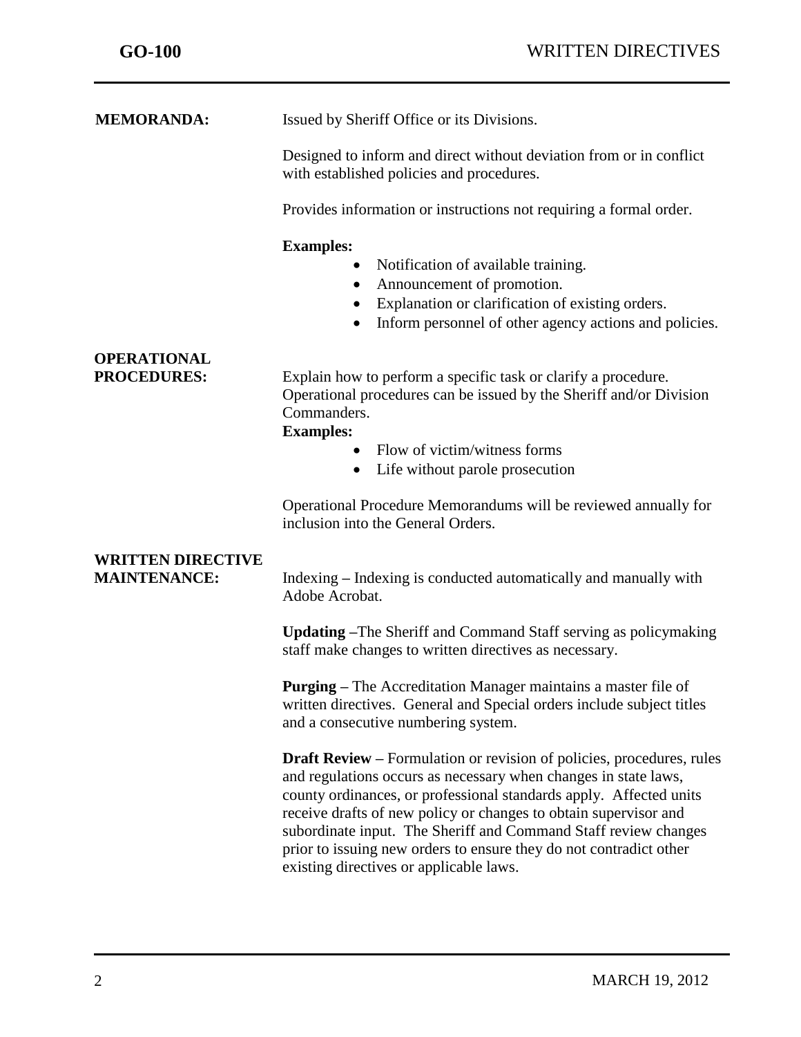**MEMORANDA:**

Issued by Sheriff Office or its Divisions.

Designed to inform and direct without deviation from or in conflict with established policies and procedures.

Provides information or instructions not requiring a formal order.

**Examples:**

- Notification of available training.
- Announcement of promotion.
- Explanation or clarification of existing orders.
- Inform personnel of other agency actions and policies.

**OPERATIONAL PROCEDURES:**

Explain how to perform a specific task or clarify a procedure. Operational procedures can be issued by the Sheriff and/or Division Commanders.

**Examples:**

- Flow of victim/witness forms
- Life without parole prosecution

Operational Procedure Memorandums will be reviewed annually for inclusion into the General Orders.

**WRITTEN DIRECTIVE MAINTENANCE:**

Indexing – Indexing is conducted automatically and manually with Adobe Acrobat.

**Updating –**The Sheriff and Command Staff serving as policymaking staff make changes to written directives as necessary.

**Purging –** The Accreditation Manager maintains a master file of written directives. General and Special orders include subject titles and a consecutive numbering system.

**Draft Review –** Formulation or revision of policies, procedures, rules and regulations occurs as necessary when changes in state laws, county ordinances, or professional standards apply. Affected units receive drafts of new policy or changes to obtain supervisor and subordinate input. The Sheriff and Command Staff review changes prior to issuing new orders to ensure they do not contradict other existing directives or applicable laws.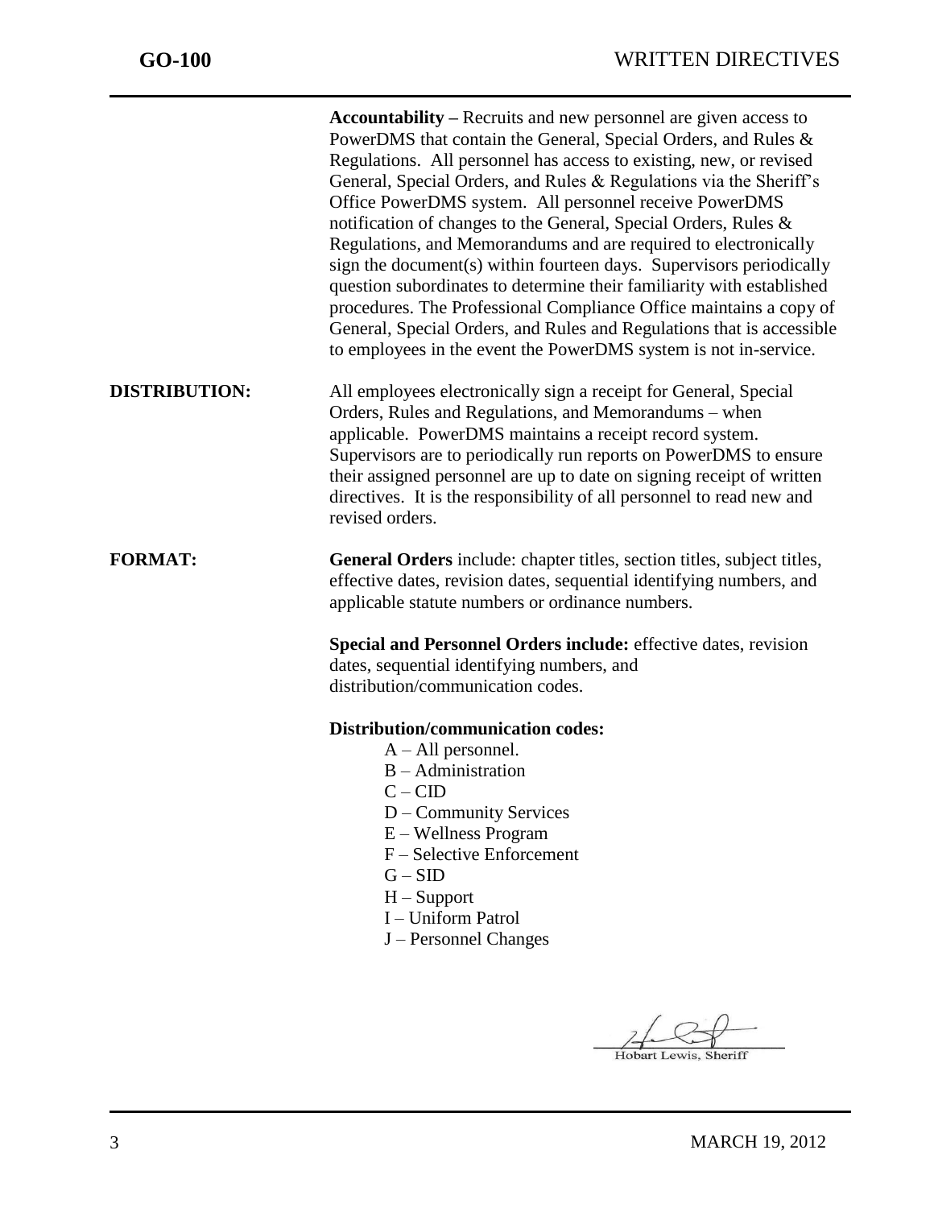**Accountability –** Recruits and new personnel are given access to PowerDMS that contain the General, Special Orders, and Rules & Regulations. All personnel has access to existing, new, or revised General, Special Orders, and Rules & Regulations via the Sheriff's Office PowerDMS system. All personnel receive PowerDMS notification of changes to the General, Special Orders, Rules & Regulations, and Memorandums and are required to electronically sign the document(s) within fourteen days. Supervisors periodically question subordinates to determine their familiarity with established procedures. The Professional Compliance Office maintains a copy of General, Special Orders, and Rules and Regulations that is accessible to employees in the event the PowerDMS system is not in-service.

**DISTRIBUTION:** All employees electronically sign a receipt for General, Special Orders, Rules and Regulations, and Memorandums – when applicable. PowerDMS maintains a receipt record system. Supervisors are to periodically run reports on PowerDMS to ensure their assigned personnel are up to date on signing receipt of written directives. It is the responsibility of all personnel to read new and revised orders.

**FORMAT:** **General Orders** include: chapter titles, section titles, subject titles, effective dates, revision dates, sequential identifying numbers, and applicable statute numbers or ordinance numbers.

**Special and Personnel Orders include:** effective dates, revision dates, sequential identifying numbers, and distribution/communication codes.

**Distribution/communication codes:**

- A – All personnel.
- B – Administration
- C – CID
- D – Community Services
- E – Wellness Program
- F – Selective Enforcement
- G – SID
- H – Support
- I – Uniform Patrol
- J – Personnel Changes

Hobart Lewis, Sheriff